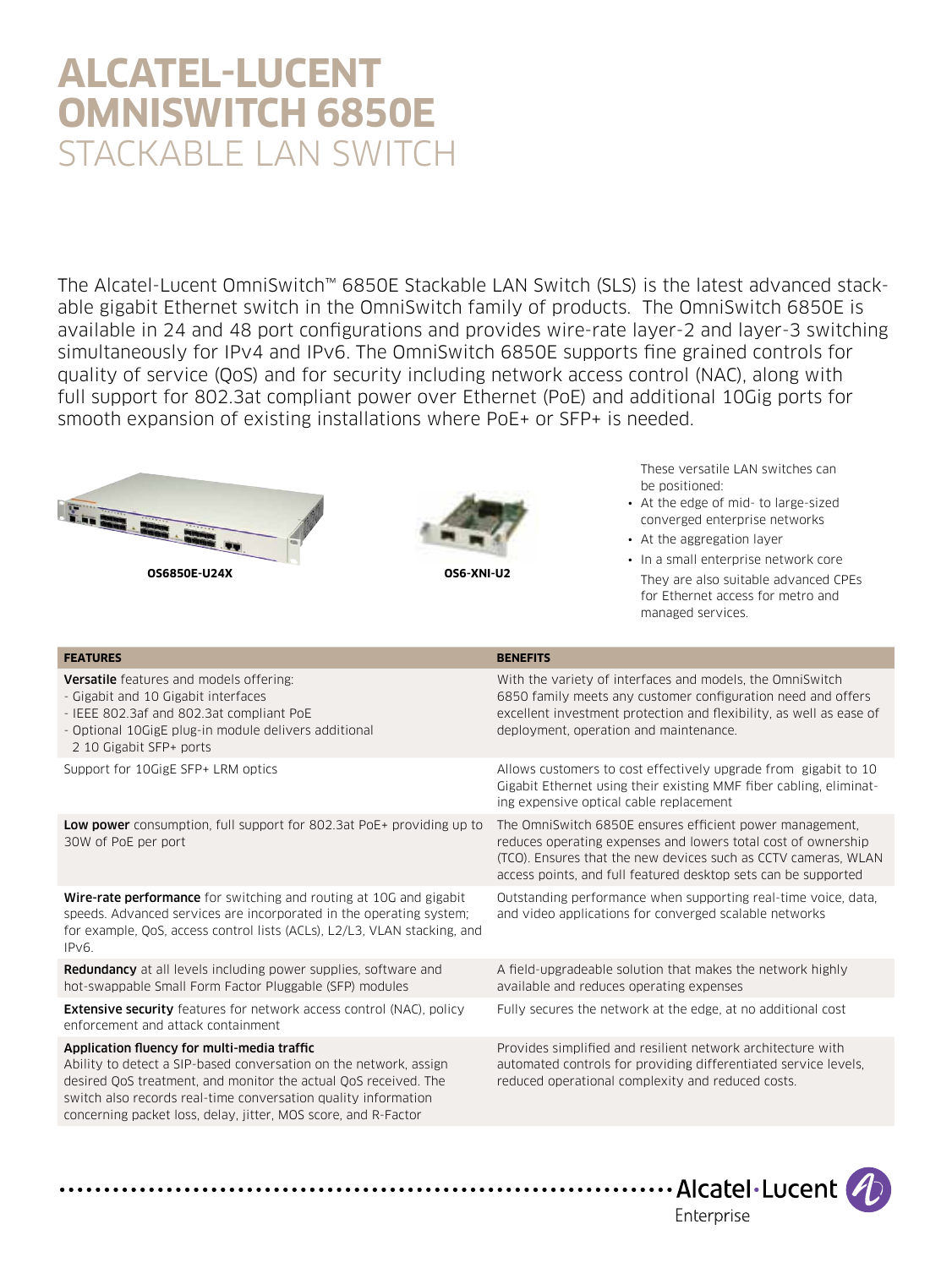# ALCATEL-LUCENT OMNISWITCH 6850E

## STACKABLE LAN SWITCH

The Alcatel-Lucent OmniSwitch™ 6850E Stackable LAN Switch (SLS) is the latest advanced stackable gigabit Ethernet switch in the OmniSwitch family of products. The OmniSwitch 6850E is available in 24 and 48 port configurations and provides wire-rate layer-2 and layer-3 switching simultaneously for IPv4 and IPv6. The OmniSwitch 6850E supports fine grained controls for quality of service (QoS) and for security including network access control (NAC), along with full support for 802.3at compliant power over Ethernet (PoE) and additional 10Gig ports for smooth expansion of existing installations where PoE+ or SFP+ is needed.

**OS6850E-U24X**

**OS6-XNI-U2**

These versatile LAN switches can be positioned:

- At the edge of mid- to large-sized converged enterprise networks
- At the aggregation layer
- In a small enterprise network core

They are also suitable advanced CPEs for Ethernet access for metro and managed services.

| FEATURES | BENEFITS |
|---|---|
| **Versatile** features and models offering:<br>- Gigabit and 10 Gigabit interfaces<br>- IEEE 802.3af and 802.3at compliant PoE<br>- Optional 10GigE plug-in module delivers additional 2 10 Gigabit SFP+ ports | With the variety of interfaces and models, the OmniSwitch 6850 family meets any customer configuration need and offers excellent investment protection and flexibility, as well as ease of deployment, operation and maintenance. |
| Support for 10GigE SFP+ LRM optics | Allows customers to cost effectively upgrade from gigabit to 10 Gigabit Ethernet using their existing MMF fiber cabling, eliminating expensive optical cable replacement |
| **Low power** consumption, full support for 802.3at PoE+ providing up to 30W of PoE per port | The OmniSwitch 6850E ensures efficient power management, reduces operating expenses and lowers total cost of ownership (TCO). Ensures that the new devices such as CCTV cameras, WLAN access points, and full featured desktop sets can be supported |
| **Wire-rate performance** for switching and routing at 10G and gigabit speeds. Advanced services are incorporated in the operating system; for example, QoS, access control lists (ACLs), L2/L3, VLAN stacking, and IPv6. | Outstanding performance when supporting real-time voice, data, and video applications for converged scalable networks |
| **Redundancy** at all levels including power supplies, software and hot-swappable Small Form Factor Pluggable (SFP) modules | A field-upgradeable solution that makes the network highly available and reduces operating expenses |
| **Extensive security** features for network access control (NAC), policy enforcement and attack containment | Fully secures the network at the edge, at no additional cost |
| **Application fluency for multi-media traffic**<br>Ability to detect a SIP-based conversation on the network, assign desired QoS treatment, and monitor the actual QoS received. The switch also records real-time conversation quality information concerning packet loss, delay, jitter, MOS score, and R-Factor | Provides simplified and resilient network architecture with automated controls for providing differentiated service levels, reduced operational complexity and reduced costs. |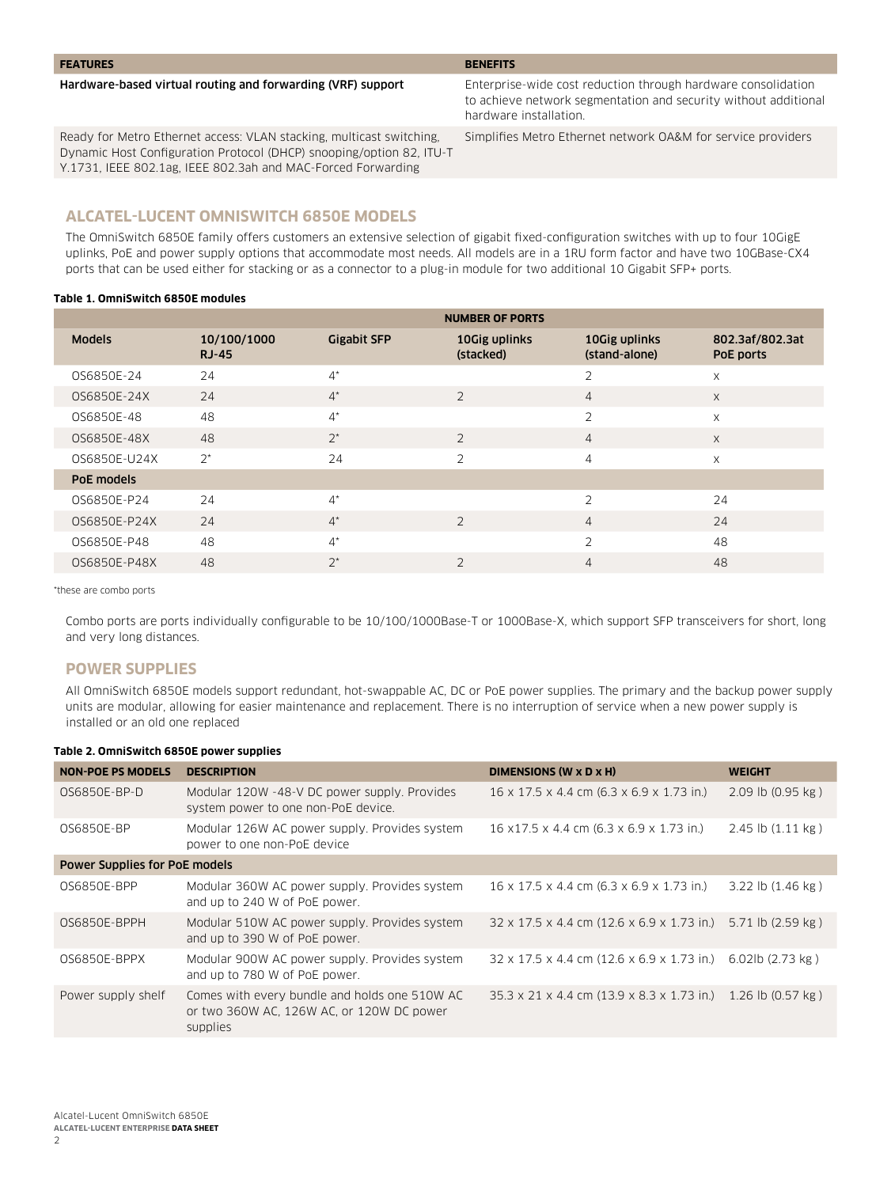| FEATURES | BENEFITS |
| --- | --- |
| **Hardware-based virtual routing and forwarding (VRF) support** | Enterprise-wide cost reduction through hardware consolidation to achieve network segmentation and security without additional hardware installation. |
| Ready for Metro Ethernet access: VLAN stacking, multicast switching, Dynamic Host Configuration Protocol (DHCP) snooping/option 82, ITU-T Y.1731, IEEE 802.1ag, IEEE 802.3ah and MAC-Forced Forwarding | Simplifies Metro Ethernet network OA&M for service providers |

## ALCATEL-LUCENT OMNISWITCH 6850E MODELS

The OmniSwitch 6850E family offers customers an extensive selection of gigabit fixed-configuration switches with up to four 10GigE uplinks, PoE and power supply options that accommodate most needs. All models are in a 1RU form factor and have two 10GBase-CX4 ports that can be used either for stacking or as a connector to a plug-in module for two additional 10 Gigabit SFP+ ports.

**Table 1. OmniSwitch 6850E modules**

| | NUMBER OF PORTS | | | | |
| --- | --- | --- | --- | --- | --- |
| **Models** | **10/100/1000 RJ-45** | **Gigabit SFP** | **10Gig uplinks (stacked)** | **10Gig uplinks (stand-alone)** | **802.3af/802.3at PoE ports** |
| OS6850E-24 | 24 | 4* | | 2 | x |
| OS6850E-24X | 24 | 4* | 2 | 4 | x |
| OS6850E-48 | 48 | 4* | | 2 | x |
| OS6850E-48X | 48 | 2* | 2 | 4 | x |
| OS6850E-U24X | 2* | 24 | 2 | 4 | x |
| **PoE models** | | | | | |
| OS6850E-P24 | 24 | 4* | | 2 | 24 |
| OS6850E-P24X | 24 | 4* | 2 | 4 | 24 |
| OS6850E-P48 | 48 | 4* | | 2 | 48 |
| OS6850E-P48X | 48 | 2* | 2 | 4 | 48 |

*these are combo ports

Combo ports are ports individually configurable to be 10/100/1000Base-T or 1000Base-X, which support SFP transceivers for short, long and very long distances.

## POWER SUPPLIES

All OmniSwitch 6850E models support redundant, hot-swappable AC, DC or PoE power supplies. The primary and the backup power supply units are modular, allowing for easier maintenance and replacement. There is no interruption of service when a new power supply is installed or an old one replaced

**Table 2. OmniSwitch 6850E power supplies**

| NON-POE PS MODELS | DESCRIPTION | DIMENSIONS (W x D x H) | WEIGHT |
| --- | --- | --- | --- |
| OS6850E-BP-D | Modular 120W -48-V DC power supply. Provides system power to one non-PoE device. | 16 x 17.5 x 4.4 cm (6.3 x 6.9 x 1.73 in.) | 2.09 lb (0.95 kg ) |
| OS6850E-BP | Modular 126W AC power supply. Provides system power to one non-PoE device | 16 x17.5 x 4.4 cm (6.3 x 6.9 x 1.73 in.) | 2.45 lb (1.11 kg ) |
| **Power Supplies for PoE models** | | | |
| OS6850E-BPP | Modular 360W AC power supply. Provides system and up to 240 W of PoE power. | 16 x 17.5 x 4.4 cm (6.3 x 6.9 x 1.73 in.) | 3.22 lb (1.46 kg ) |
| OS6850E-BPPH | Modular 510W AC power supply. Provides system and up to 390 W of PoE power. | 32 x 17.5 x 4.4 cm (12.6 x 6.9 x 1.73 in.) | 5.71 lb (2.59 kg ) |
| OS6850E-BPPX | Modular 900W AC power supply. Provides system and up to 780 W of PoE power. | 32 x 17.5 x 4.4 cm (12.6 x 6.9 x 1.73 in.) | 6.02lb (2.73 kg ) |
| Power supply shelf | Comes with every bundle and holds one 510W AC or two 360W AC, 126W AC, or 120W DC power supplies | 35.3 x 21 x 4.4 cm (13.9 x 8.3 x 1.73 in.) | 1.26 lb (0.57 kg ) |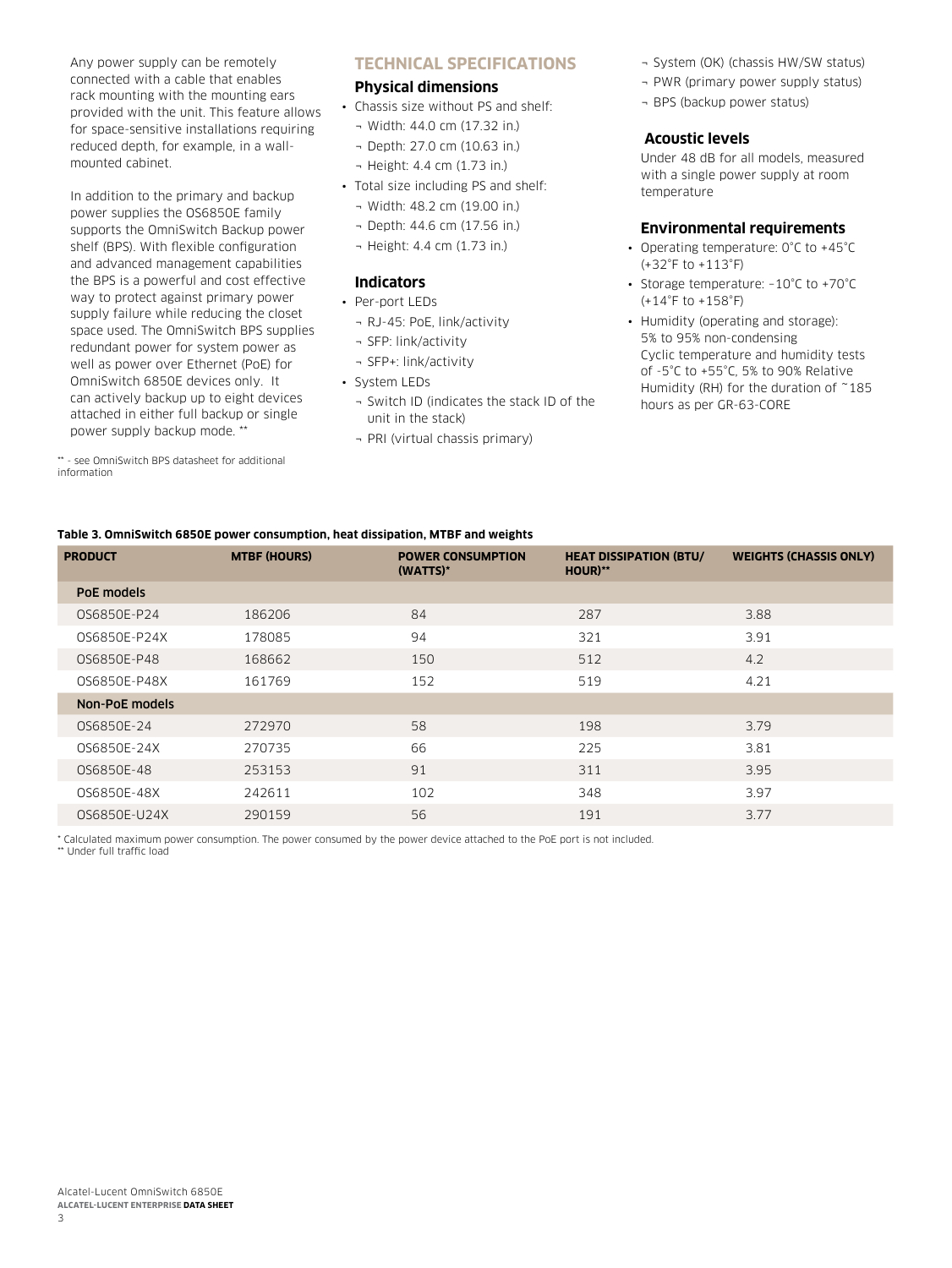Any power supply can be remotely connected with a cable that enables rack mounting with the mounting ears provided with the unit. This feature allows for space-sensitive installations requiring reduced depth, for example, in a wall-mounted cabinet.

In addition to the primary and backup power supplies the OS6850E family supports the OmniSwitch Backup power shelf (BPS). With flexible configuration and advanced management capabilities the BPS is a powerful and cost effective way to protect against primary power supply failure while reducing the closet space used. The OmniSwitch BPS supplies redundant power for system power as well as power over Ethernet (PoE) for OmniSwitch 6850E devices only. It can actively backup up to eight devices attached in either full backup or single power supply backup mode. **

** - see OmniSwitch BPS datasheet for additional information

## TECHNICAL SPECIFICATIONS

### Physical dimensions

- Chassis size without PS and shelf:
  - Width: 44.0 cm (17.32 in.)
  - Depth: 27.0 cm (10.63 in.)
  - Height: 4.4 cm (1.73 in.)
- Total size including PS and shelf:
  - Width: 48.2 cm (19.00 in.)
  - Depth: 44.6 cm (17.56 in.)
  - Height: 4.4 cm (1.73 in.)

### Indicators

- Per-port LEDs
  - RJ-45: PoE, link/activity
  - SFP: link/activity
  - SFP+: link/activity
- System LEDs
  - Switch ID (indicates the stack ID of the unit in the stack)
  - PRI (virtual chassis primary)
  - System (OK) (chassis HW/SW status)
  - PWR (primary power supply status)
  - BPS (backup power status)

### Acoustic levels

Under 48 dB for all models, measured with a single power supply at room temperature

### Environmental requirements

- Operating temperature: 0°C to +45°C (+32°F to +113°F)
- Storage temperature: –10°C to +70°C (+14°F to +158°F)
- Humidity (operating and storage): 5% to 95% non-condensing
  Cyclic temperature and humidity tests of -5°C to +55°C, 5% to 90% Relative Humidity (RH) for the duration of ~185 hours as per GR-63-CORE

**Table 3. OmniSwitch 6850E power consumption, heat dissipation, MTBF and weights**

| PRODUCT | MTBF (HOURS) | POWER CONSUMPTION (WATTS)* | HEAT DISSIPATION (BTU/HOUR)** | WEIGHTS (CHASSIS ONLY) |
|---|---|---|---|---|
| **PoE models** | | | | |
| OS6850E-P24 | 186206 | 84 | 287 | 3.88 |
| OS6850E-P24X | 178085 | 94 | 321 | 3.91 |
| OS6850E-P48 | 168662 | 150 | 512 | 4.2 |
| OS6850E-P48X | 161769 | 152 | 519 | 4.21 |
| **Non-PoE models** | | | | |
| OS6850E-24 | 272970 | 58 | 198 | 3.79 |
| OS6850E-24X | 270735 | 66 | 225 | 3.81 |
| OS6850E-48 | 253153 | 91 | 311 | 3.95 |
| OS6850E-48X | 242611 | 102 | 348 | 3.97 |
| OS6850E-U24X | 290159 | 56 | 191 | 3.77 |

* Calculated maximum power consumption. The power consumed by the power device attached to the PoE port is not included.
** Under full traffic load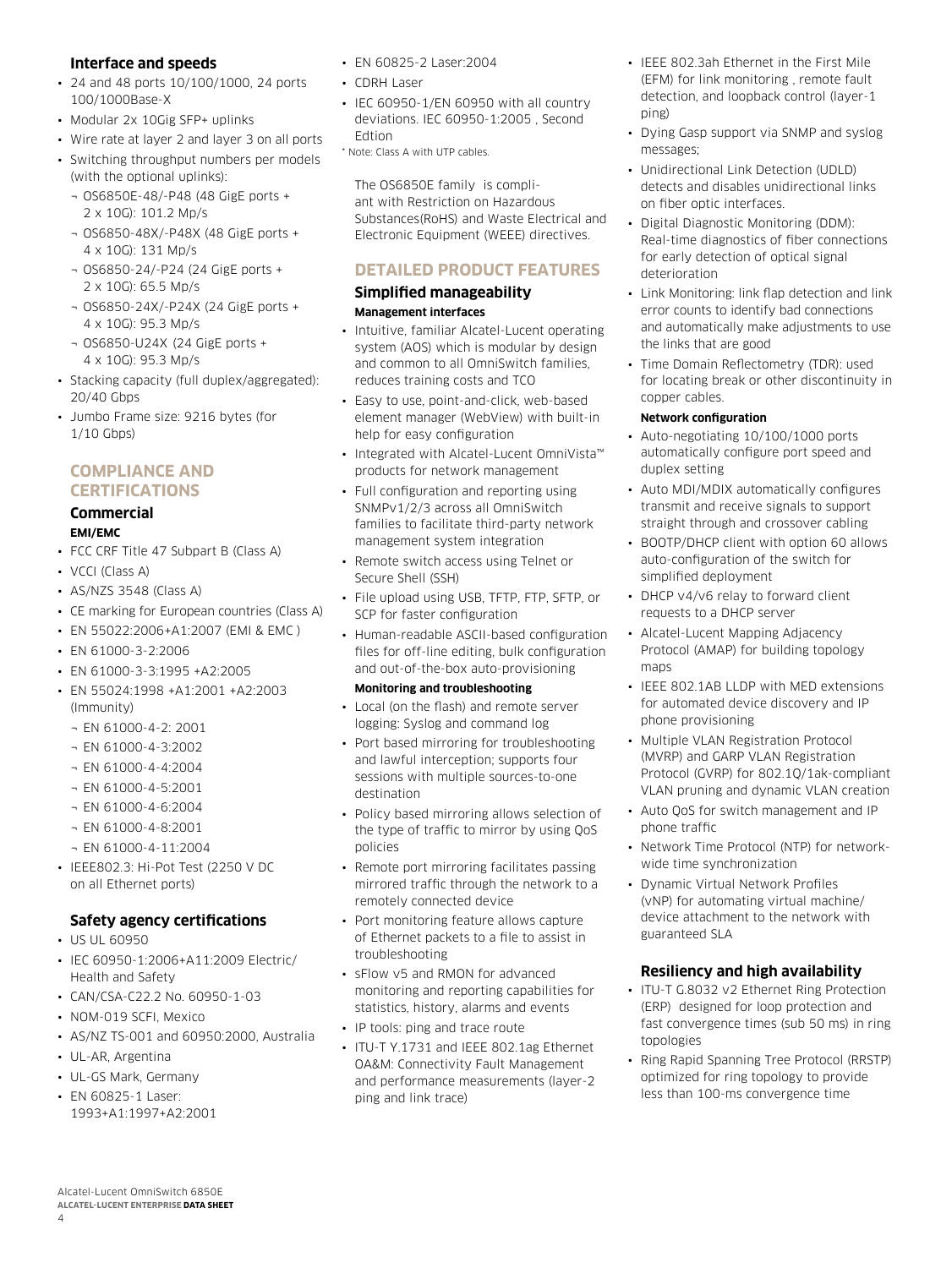### Interface and speeds

- 24 and 48 ports 10/100/1000, 24 ports 100/1000Base-X
- Modular 2x 10Gig SFP+ uplinks
- Wire rate at layer 2 and layer 3 on all ports
- Switching throughput numbers per models (with the optional uplinks):
  - OS6850E-48/-P48 (48 GigE ports + 2 x 10G): 101.2 Mp/s
  - OS6850-48X/-P48X (48 GigE ports + 4 x 10G): 131 Mp/s
  - OS6850-24/-P24 (24 GigE ports + 2 x 10G): 65.5 Mp/s
  - OS6850-24X/-P24X (24 GigE ports + 4 x 10G): 95.3 Mp/s
  - OS6850-U24X (24 GigE ports + 4 x 10G): 95.3 Mp/s
- Stacking capacity (full duplex/aggregated): 20/40 Gbps
- Jumbo Frame size: 9216 bytes (for 1/10 Gbps)

## COMPLIANCE AND CERTIFICATIONS

### Commercial

**EMI/EMC**

- FCC CRF Title 47 Subpart B (Class A)
- VCCI (Class A)
- AS/NZS 3548 (Class A)
- CE marking for European countries (Class A)
- EN 55022:2006+A1:2007 (EMI & EMC )
- EN 61000-3-2:2006
- EN 61000-3-3:1995 +A2:2005
- EN 55024:1998 +A1:2001 +A2:2003 (Immunity)
  - EN 61000-4-2: 2001
  - EN 61000-4-3:2002
  - EN 61000-4-4:2004
  - EN 61000-4-5:2001
  - EN 61000-4-6:2004
  - EN 61000-4-8:2001
  - EN 61000-4-11:2004
- IEEE802.3: Hi-Pot Test (2250 V DC on all Ethernet ports)

### Safety agency certifications

- US UL 60950
- IEC 60950-1:2006+A11:2009 Electric/ Health and Safety
- CAN/CSA-C22.2 No. 60950-1-03
- NOM-019 SCFI, Mexico
- AS/NZ TS-001 and 60950:2000, Australia
- UL-AR, Argentina
- UL-GS Mark, Germany
- EN 60825-1 Laser: 1993+A1:1997+A2:2001
- EN 60825-2 Laser:2004
- CDRH Laser
- IEC 60950-1/EN 60950 with all country deviations. IEC 60950-1:2005 , Second Edtion

* Note: Class A with UTP cables.

The OS6850E family is compliant with Restriction on Hazardous Substances(RoHS) and Waste Electrical and Electronic Equipment (WEEE) directives.

## DETAILED PRODUCT FEATURES

### Simplified manageability

**Management interfaces**

- Intuitive, familiar Alcatel-Lucent operating system (AOS) which is modular by design and common to all OmniSwitch families, reduces training costs and TCO
- Easy to use, point-and-click, web-based element manager (WebView) with built-in help for easy configuration
- Integrated with Alcatel-Lucent OmniVista™ products for network management
- Full configuration and reporting using SNMPv1/2/3 across all OmniSwitch families to facilitate third-party network management system integration
- Remote switch access using Telnet or Secure Shell (SSH)
- File upload using USB, TFTP, FTP, SFTP, or SCP for faster configuration
- Human-readable ASCII-based configuration files for off-line editing, bulk configuration and out-of-the-box auto-provisioning

**Monitoring and troubleshooting**

- Local (on the flash) and remote server logging: Syslog and command log
- Port based mirroring for troubleshooting and lawful interception; supports four sessions with multiple sources-to-one destination
- Policy based mirroring allows selection of the type of traffic to mirror by using QoS policies
- Remote port mirroring facilitates passing mirrored traffic through the network to a remotely connected device
- Port monitoring feature allows capture of Ethernet packets to a file to assist in troubleshooting
- sFlow v5 and RMON for advanced monitoring and reporting capabilities for statistics, history, alarms and events
- IP tools: ping and trace route
- ITU-T Y.1731 and IEEE 802.1ag Ethernet OA&M: Connectivity Fault Management and performance measurements (layer-2 ping and link trace)
- IEEE 802.3ah Ethernet in the First Mile (EFM) for link monitoring , remote fault detection, and loopback control (layer-1 ping)
- Dying Gasp support via SNMP and syslog messages;
- Unidirectional Link Detection (UDLD) detects and disables unidirectional links on fiber optic interfaces.
- Digital Diagnostic Monitoring (DDM): Real-time diagnostics of fiber connections for early detection of optical signal deterioration
- Link Monitoring: link flap detection and link error counts to identify bad connections and automatically make adjustments to use the links that are good
- Time Domain Reflectometry (TDR): used for locating break or other discontinuity in copper cables.

**Network configuration**

- Auto-negotiating 10/100/1000 ports automatically configure port speed and duplex setting
- Auto MDI/MDIX automatically configures transmit and receive signals to support straight through and crossover cabling
- BOOTP/DHCP client with option 60 allows auto-configuration of the switch for simplified deployment
- DHCP v4/v6 relay to forward client requests to a DHCP server
- Alcatel-Lucent Mapping Adjacency Protocol (AMAP) for building topology maps
- IEEE 802.1AB LLDP with MED extensions for automated device discovery and IP phone provisioning
- Multiple VLAN Registration Protocol (MVRP) and GARP VLAN Registration Protocol (GVRP) for 802.1Q/1ak-compliant VLAN pruning and dynamic VLAN creation
- Auto QoS for switch management and IP phone traffic
- Network Time Protocol (NTP) for network-wide time synchronization
- Dynamic Virtual Network Profiles (vNP) for automating virtual machine/ device attachment to the network with guaranteed SLA

### Resiliency and high availability

- ITU-T G.8032 v2 Ethernet Ring Protection (ERP) designed for loop protection and fast convergence times (sub 50 ms) in ring topologies
- Ring Rapid Spanning Tree Protocol (RRSTP) optimized for ring topology to provide less than 100-ms convergence time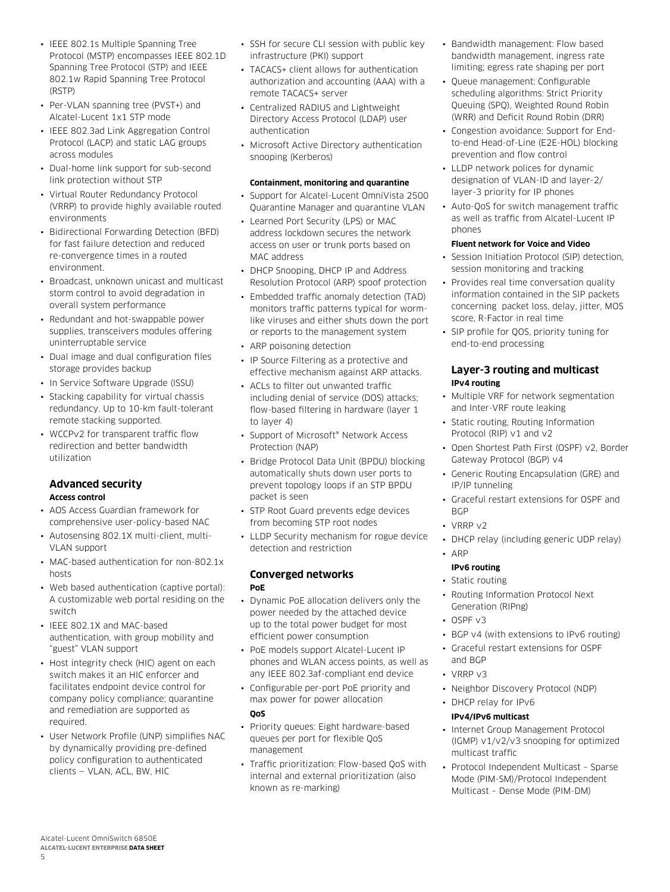- IEEE 802.1s Multiple Spanning Tree Protocol (MSTP) encompasses IEEE 802.1D Spanning Tree Protocol (STP) and IEEE 802.1w Rapid Spanning Tree Protocol (RSTP)
- Per-VLAN spanning tree (PVST+) and Alcatel-Lucent 1x1 STP mode
- IEEE 802.3ad Link Aggregation Control Protocol (LACP) and static LAG groups across modules
- Dual-home link support for sub-second link protection without STP
- Virtual Router Redundancy Protocol (VRRP) to provide highly available routed environments
- Bidirectional Forwarding Detection (BFD) for fast failure detection and reduced re-convergence times in a routed environment.
- Broadcast, unknown unicast and multicast storm control to avoid degradation in overall system performance
- Redundant and hot-swappable power supplies, transceivers modules offering uninterruptable service
- Dual image and dual configuration files storage provides backup
- In Service Software Upgrade (ISSU)
- Stacking capability for virtual chassis redundancy. Up to 10-km fault-tolerant remote stacking supported.
- WCCPv2 for transparent traffic flow redirection and better bandwidth utilization

## Advanced security

**Access control**

- AOS Access Guardian framework for comprehensive user-policy-based NAC
- Autosensing 802.1X multi-client, multi-VLAN support
- MAC-based authentication for non-802.1x hosts
- Web based authentication (captive portal): A customizable web portal residing on the switch
- IEEE 802.1X and MAC-based authentication, with group mobility and "guest" VLAN support
- Host integrity check (HIC) agent on each switch makes it an HIC enforcer and facilitates endpoint device control for company policy compliance; quarantine and remediation are supported as required.
- User Network Profile (UNP) simplifies NAC by dynamically providing pre-defined policy configuration to authenticated clients — VLAN, ACL, BW, HIC
- SSH for secure CLI session with public key infrastructure (PKI) support
- TACACS+ client allows for authentication authorization and accounting (AAA) with a remote TACACS+ server
- Centralized RADIUS and Lightweight Directory Access Protocol (LDAP) user authentication
- Microsoft Active Directory authentication snooping (Kerberos)

**Containment, monitoring and quarantine**

- Support for Alcatel-Lucent OmniVista 2500 Quarantine Manager and quarantine VLAN
- Learned Port Security (LPS) or MAC address lockdown secures the network access on user or trunk ports based on MAC address
- DHCP Snooping, DHCP IP and Address Resolution Protocol (ARP) spoof protection
- Embedded traffic anomaly detection (TAD) monitors traffic patterns typical for worm-like viruses and either shuts down the port or reports to the management system
- ARP poisoning detection
- IP Source Filtering as a protective and effective mechanism against ARP attacks.
- ACLs to filter out unwanted traffic including denial of service (DOS) attacks; flow-based filtering in hardware (layer 1 to layer 4)
- Support of Microsoft® Network Access Protection (NAP)
- Bridge Protocol Data Unit (BPDU) blocking automatically shuts down user ports to prevent topology loops if an STP BPDU packet is seen
- STP Root Guard prevents edge devices from becoming STP root nodes
- LLDP Security mechanism for rogue device detection and restriction

## Converged networks

**PoE**

- Dynamic PoE allocation delivers only the power needed by the attached device up to the total power budget for most efficient power consumption
- PoE models support Alcatel-Lucent IP phones and WLAN access points, as well as any IEEE 802.3af-compliant end device
- Configurable per-port PoE priority and max power for power allocation

**QoS**

- Priority queues: Eight hardware-based queues per port for flexible QoS management
- Traffic prioritization: Flow-based QoS with internal and external prioritization (also known as re-marking)
- Bandwidth management: Flow based bandwidth management, ingress rate limiting; egress rate shaping per port
- Queue management: Configurable scheduling algorithms: Strict Priority Queuing (SPQ), Weighted Round Robin (WRR) and Deficit Round Robin (DRR)
- Congestion avoidance: Support for End-to-end Head-of-Line (E2E-HOL) blocking prevention and flow control
- LLDP network polices for dynamic designation of VLAN-ID and layer-2/layer-3 priority for IP phones
- Auto-QoS for switch management traffic as well as traffic from Alcatel-Lucent IP phones

**Fluent network for Voice and Video**

- Session Initiation Protocol (SIP) detection, session monitoring and tracking
- Provides real time conversation quality information contained in the SIP packets concerning packet loss, delay, jitter, MOS score, R-Factor in real time
- SIP profile for QOS, priority tuning for end-to-end processing

## Layer-3 routing and multicast

**IPv4 routing**

- Multiple VRF for network segmentation and Inter-VRF route leaking
- Static routing, Routing Information Protocol (RIP) v1 and v2
- Open Shortest Path First (OSPF) v2, Border Gateway Protocol (BGP) v4
- Generic Routing Encapsulation (GRE) and IP/IP tunneling
- Graceful restart extensions for OSPF and BGP
- VRRP v2
- DHCP relay (including generic UDP relay)
- ARP

**IPv6 routing**

- Static routing
- Routing Information Protocol Next Generation (RIPng)
- OSPF v3
- BGP v4 (with extensions to IPv6 routing)
- Graceful restart extensions for OSPF and BGP
- VRRP v3
- Neighbor Discovery Protocol (NDP)
- DHCP relay for IPv6

**IPv4/IPv6 multicast**

- Internet Group Management Protocol (IGMP) v1/v2/v3 snooping for optimized multicast traffic
- Protocol Independent Multicast – Sparse Mode (PIM-SM)/Protocol Independent Multicast – Dense Mode (PIM-DM)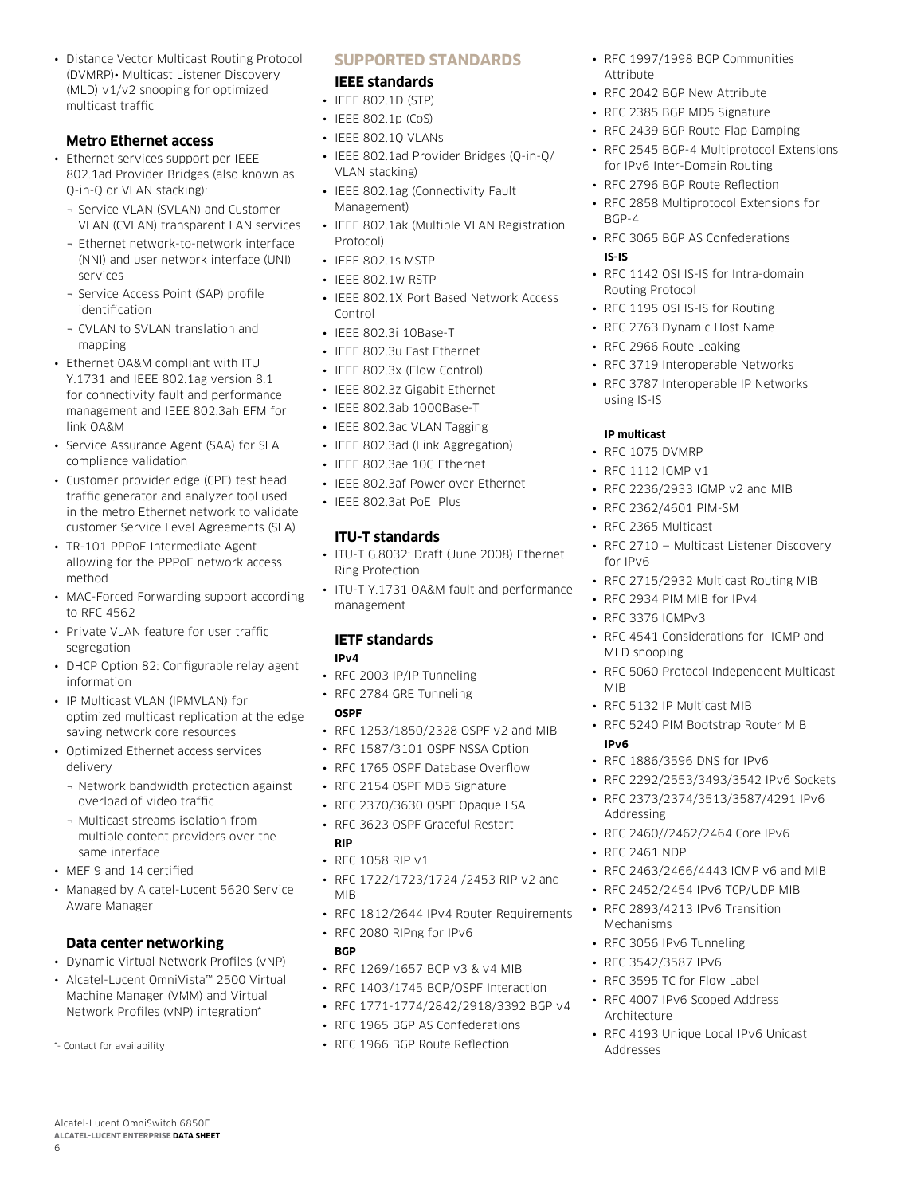- Distance Vector Multicast Routing Protocol (DVMRP)• Multicast Listener Discovery (MLD) v1/v2 snooping for optimized multicast traffic

### Metro Ethernet access

- Ethernet services support per IEEE 802.1ad Provider Bridges (also known as Q-in-Q or VLAN stacking):
  - ¬ Service VLAN (SVLAN) and Customer VLAN (CVLAN) transparent LAN services
  - ¬ Ethernet network-to-network interface (NNI) and user network interface (UNI) services
  - ¬ Service Access Point (SAP) profile identification
  - ¬ CVLAN to SVLAN translation and mapping
- Ethernet OA&M compliant with ITU Y.1731 and IEEE 802.1ag version 8.1 for connectivity fault and performance management and IEEE 802.3ah EFM for link OA&M
- Service Assurance Agent (SAA) for SLA compliance validation
- Customer provider edge (CPE) test head traffic generator and analyzer tool used in the metro Ethernet network to validate customer Service Level Agreements (SLA)
- TR-101 PPPoE Intermediate Agent allowing for the PPPoE network access method
- MAC-Forced Forwarding support according to RFC 4562
- Private VLAN feature for user traffic segregation
- DHCP Option 82: Configurable relay agent information
- IP Multicast VLAN (IPMVLAN) for optimized multicast replication at the edge saving network core resources
- Optimized Ethernet access services delivery
  - ¬ Network bandwidth protection against overload of video traffic
  - ¬ Multicast streams isolation from multiple content providers over the same interface
- MEF 9 and 14 certified
- Managed by Alcatel-Lucent 5620 Service Aware Manager

### Data center networking

- Dynamic Virtual Network Profiles (vNP)
- Alcatel-Lucent OmniVista™ 2500 Virtual Machine Manager (VMM) and Virtual Network Profiles (vNP) integration*

*- Contact for availability

## SUPPORTED STANDARDS

### IEEE standards

- IEEE 802.1D (STP)
- IEEE 802.1p (CoS)
- IEEE 802.1Q VLANs
- IEEE 802.1ad Provider Bridges (Q-in-Q/ VLAN stacking)
- IEEE 802.1ag (Connectivity Fault Management)
- IEEE 802.1ak (Multiple VLAN Registration Protocol)
- IEEE 802.1s MSTP
- IEEE 802.1w RSTP
- IEEE 802.1X Port Based Network Access Control
- IEEE 802.3i 10Base-T
- IEEE 802.3u Fast Ethernet
- IEEE 802.3x (Flow Control)
- IEEE 802.3z Gigabit Ethernet
- IEEE 802.3ab 1000Base-T
- IEEE 802.3ac VLAN Tagging
- IEEE 802.3ad (Link Aggregation)
- IEEE 802.3ae 10G Ethernet
- IEEE 802.3af Power over Ethernet
- IEEE 802.3at PoE Plus

### ITU-T standards

- ITU-T G.8032: Draft (June 2008) Ethernet Ring Protection
- ITU-T Y.1731 OA&M fault and performance management

### IETF standards

**IPv4**

- RFC 2003 IP/IP Tunneling
- RFC 2784 GRE Tunneling

**OSPF**

- RFC 1253/1850/2328 OSPF v2 and MIB
- RFC 1587/3101 OSPF NSSA Option
- RFC 1765 OSPF Database Overflow
- RFC 2154 OSPF MD5 Signature
- RFC 2370/3630 OSPF Opaque LSA
- RFC 3623 OSPF Graceful Restart

**RIP**

- RFC 1058 RIP v1
- RFC 1722/1723/1724 /2453 RIP v2 and MIB
- RFC 1812/2644 IPv4 Router Requirements
- RFC 2080 RIPng for IPv6

**BGP**

- RFC 1269/1657 BGP v3 & v4 MIB
- RFC 1403/1745 BGP/OSPF Interaction
- RFC 1771-1774/2842/2918/3392 BGP v4
- RFC 1965 BGP AS Confederations
- RFC 1966 BGP Route Reflection
- RFC 1997/1998 BGP Communities Attribute
- RFC 2042 BGP New Attribute
- RFC 2385 BGP MD5 Signature
- RFC 2439 BGP Route Flap Damping
- RFC 2545 BGP-4 Multiprotocol Extensions for IPv6 Inter-Domain Routing
- RFC 2796 BGP Route Reflection
- RFC 2858 Multiprotocol Extensions for BGP-4
- RFC 3065 BGP AS Confederations

**IS-IS**

- RFC 1142 OSI IS-IS for Intra-domain Routing Protocol
- RFC 1195 OSI IS-IS for Routing
- RFC 2763 Dynamic Host Name
- RFC 2966 Route Leaking
- RFC 3719 Interoperable Networks
- RFC 3787 Interoperable IP Networks using IS-IS

**IP multicast**

- RFC 1075 DVMRP
- RFC 1112 IGMP v1
- RFC 2236/2933 IGMP v2 and MIB
- RFC 2362/4601 PIM-SM
- RFC 2365 Multicast
- RFC 2710 – Multicast Listener Discovery for IPv6
- RFC 2715/2932 Multicast Routing MIB
- RFC 2934 PIM MIB for IPv4
- RFC 3376 IGMPv3
- RFC 4541 Considerations for IGMP and MLD snooping
- RFC 5060 Protocol Independent Multicast MIB
- RFC 5132 IP Multicast MIB
- RFC 5240 PIM Bootstrap Router MIB

**IPv6**

- RFC 1886/3596 DNS for IPv6
- RFC 2292/2553/3493/3542 IPv6 Sockets
- RFC 2373/2374/3513/3587/4291 IPv6 Addressing
- RFC 2460//2462/2464 Core IPv6
- RFC 2461 NDP
- RFC 2463/2466/4443 ICMP v6 and MIB
- RFC 2452/2454 IPv6 TCP/UDP MIB
- RFC 2893/4213 IPv6 Transition Mechanisms
- RFC 3056 IPv6 Tunneling
- RFC 3542/3587 IPv6
- RFC 3595 TC for Flow Label
- RFC 4007 IPv6 Scoped Address Architecture
- RFC 4193 Unique Local IPv6 Unicast Addresses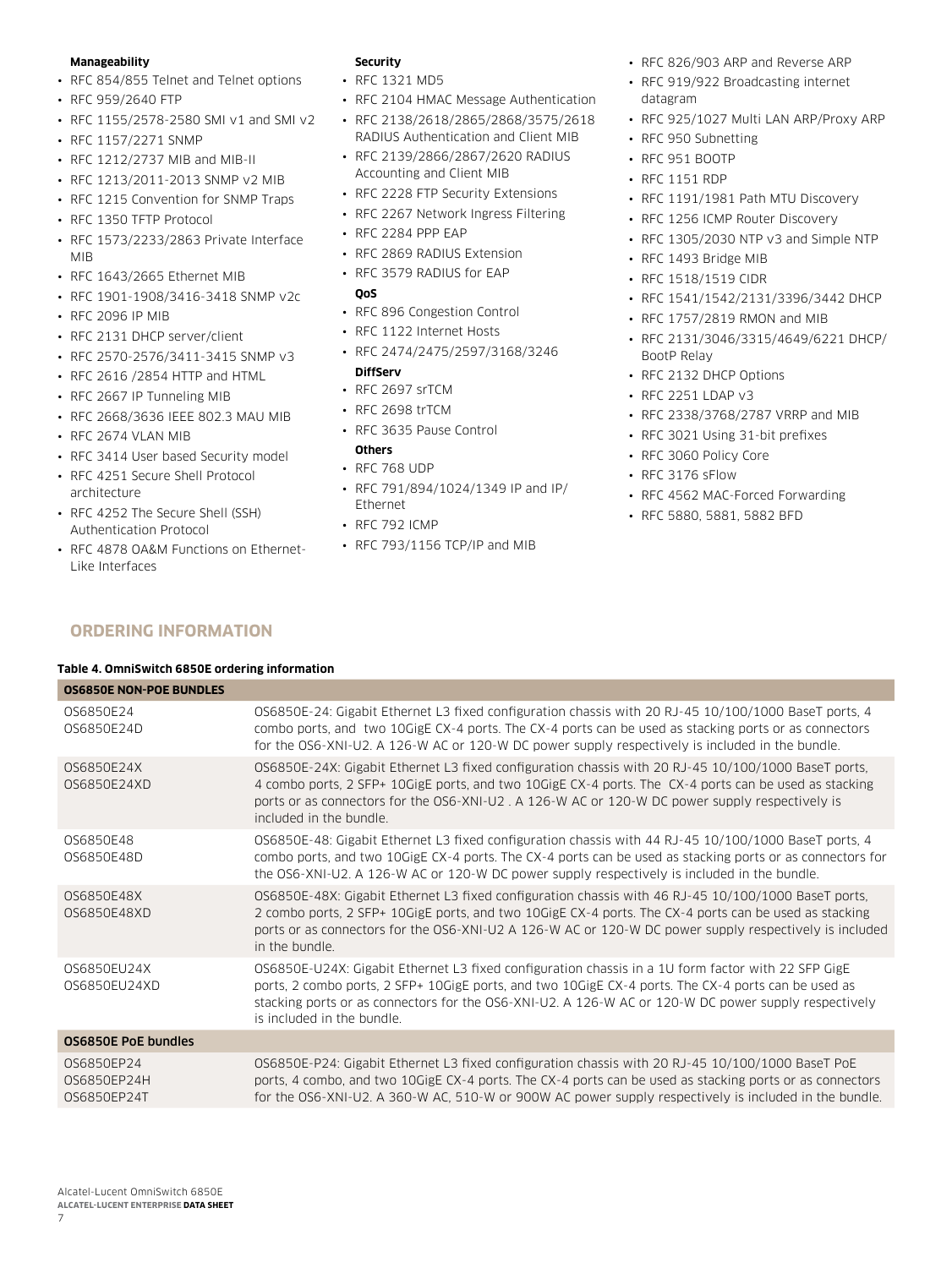**Manageability**

- RFC 854/855 Telnet and Telnet options
- RFC 959/2640 FTP
- RFC 1155/2578-2580 SMI v1 and SMI v2
- RFC 1157/2271 SNMP
- RFC 1212/2737 MIB and MIB-II
- RFC 1213/2011-2013 SNMP v2 MIB
- RFC 1215 Convention for SNMP Traps
- RFC 1350 TFTP Protocol
- RFC 1573/2233/2863 Private Interface MIB
- RFC 1643/2665 Ethernet MIB
- RFC 1901-1908/3416-3418 SNMP v2c
- RFC 2096 IP MIB
- RFC 2131 DHCP server/client
- RFC 2570-2576/3411-3415 SNMP v3
- RFC 2616 /2854 HTTP and HTML
- RFC 2667 IP Tunneling MIB
- RFC 2668/3636 IEEE 802.3 MAU MIB
- RFC 2674 VLAN MIB
- RFC 3414 User based Security model
- RFC 4251 Secure Shell Protocol architecture
- RFC 4252 The Secure Shell (SSH) Authentication Protocol
- RFC 4878 OA&M Functions on Ethernet-Like Interfaces

**Security**

- RFC 1321 MD5
- RFC 2104 HMAC Message Authentication
- RFC 2138/2618/2865/2868/3575/2618 RADIUS Authentication and Client MIB
- RFC 2139/2866/2867/2620 RADIUS Accounting and Client MIB
- RFC 2228 FTP Security Extensions
- RFC 2267 Network Ingress Filtering
- RFC 2284 PPP EAP
- RFC 2869 RADIUS Extension
- RFC 3579 RADIUS for EAP

**QoS**

- RFC 896 Congestion Control
- RFC 1122 Internet Hosts
- RFC 2474/2475/2597/3168/3246

**DiffServ**

- RFC 2697 srTCM
- RFC 2698 trTCM
- RFC 3635 Pause Control

**Others**

- RFC 768 UDP
- RFC 791/894/1024/1349 IP and IP/Ethernet
- RFC 792 ICMP
- RFC 793/1156 TCP/IP and MIB
- RFC 826/903 ARP and Reverse ARP
- RFC 919/922 Broadcasting internet datagram
- RFC 925/1027 Multi LAN ARP/Proxy ARP
- RFC 950 Subnetting
- RFC 951 BOOTP
- RFC 1151 RDP
- RFC 1191/1981 Path MTU Discovery
- RFC 1256 ICMP Router Discovery
- RFC 1305/2030 NTP v3 and Simple NTP
- RFC 1493 Bridge MIB
- RFC 1518/1519 CIDR
- RFC 1541/1542/2131/3396/3442 DHCP
- RFC 1757/2819 RMON and MIB
- RFC 2131/3046/3315/4649/6221 DHCP/BootP Relay
- RFC 2132 DHCP Options
- RFC 2251 LDAP v3
- RFC 2338/3768/2787 VRRP and MIB
- RFC 3021 Using 31-bit prefixes
- RFC 3060 Policy Core
- RFC 3176 sFlow
- RFC 4562 MAC-Forced Forwarding
- RFC 5880, 5881, 5882 BFD

## ORDERING INFORMATION

**Table 4. OmniSwitch 6850E ordering information**

| OS6850E NON-POE BUNDLES | |
|---|---|
| OS6850E24<br>OS6850E24D | OS6850E-24: Gigabit Ethernet L3 fixed configuration chassis with 20 RJ-45 10/100/1000 BaseT ports, 4 combo ports, and two 10GigE CX-4 ports. The CX-4 ports can be used as stacking ports or as connectors for the OS6-XNI-U2. A 126-W AC or 120-W DC power supply respectively is included in the bundle. |
| OS6850E24X<br>OS6850E24XD | OS6850E-24X: Gigabit Ethernet L3 fixed configuration chassis with 20 RJ-45 10/100/1000 BaseT ports, 4 combo ports, 2 SFP+ 10GigE ports, and two 10GigE CX-4 ports. The CX-4 ports can be used as stacking ports or as connectors for the OS6-XNI-U2 . A 126-W AC or 120-W DC power supply respectively is included in the bundle. |
| OS6850E48<br>OS6850E48D | OS6850E-48: Gigabit Ethernet L3 fixed configuration chassis with 44 RJ-45 10/100/1000 BaseT ports, 4 combo ports, and two 10GigE CX-4 ports. The CX-4 ports can be used as stacking ports or as connectors for the OS6-XNI-U2. A 126-W AC or 120-W DC power supply respectively is included in the bundle. |
| OS6850E48X<br>OS6850E48XD | OS6850E-48X: Gigabit Ethernet L3 fixed configuration chassis with 46 RJ-45 10/100/1000 BaseT ports, 2 combo ports, 2 SFP+ 10GigE ports, and two 10GigE CX-4 ports. The CX-4 ports can be used as stacking ports or as connectors for the OS6-XNI-U2 A 126-W AC or 120-W DC power supply respectively is included in the bundle. |
| OS6850EU24X<br>OS6850EU24XD | OS6850E-U24X: Gigabit Ethernet L3 fixed configuration chassis in a 1U form factor with 22 SFP GigE ports, 2 combo ports, 2 SFP+ 10GigE ports, and two 10GigE CX-4 ports. The CX-4 ports can be used as stacking ports or as connectors for the OS6-XNI-U2. A 126-W AC or 120-W DC power supply respectively is included in the bundle. |
| **OS6850E PoE bundles** | |
| OS6850EP24<br>OS6850EP24H<br>OS6850EP24T | OS6850E-P24: Gigabit Ethernet L3 fixed configuration chassis with 20 RJ-45 10/100/1000 BaseT PoE ports, 4 combo, and two 10GigE CX-4 ports. The CX-4 ports can be used as stacking ports or as connectors for the OS6-XNI-U2. A 360-W AC, 510-W or 900W AC power supply respectively is included in the bundle. |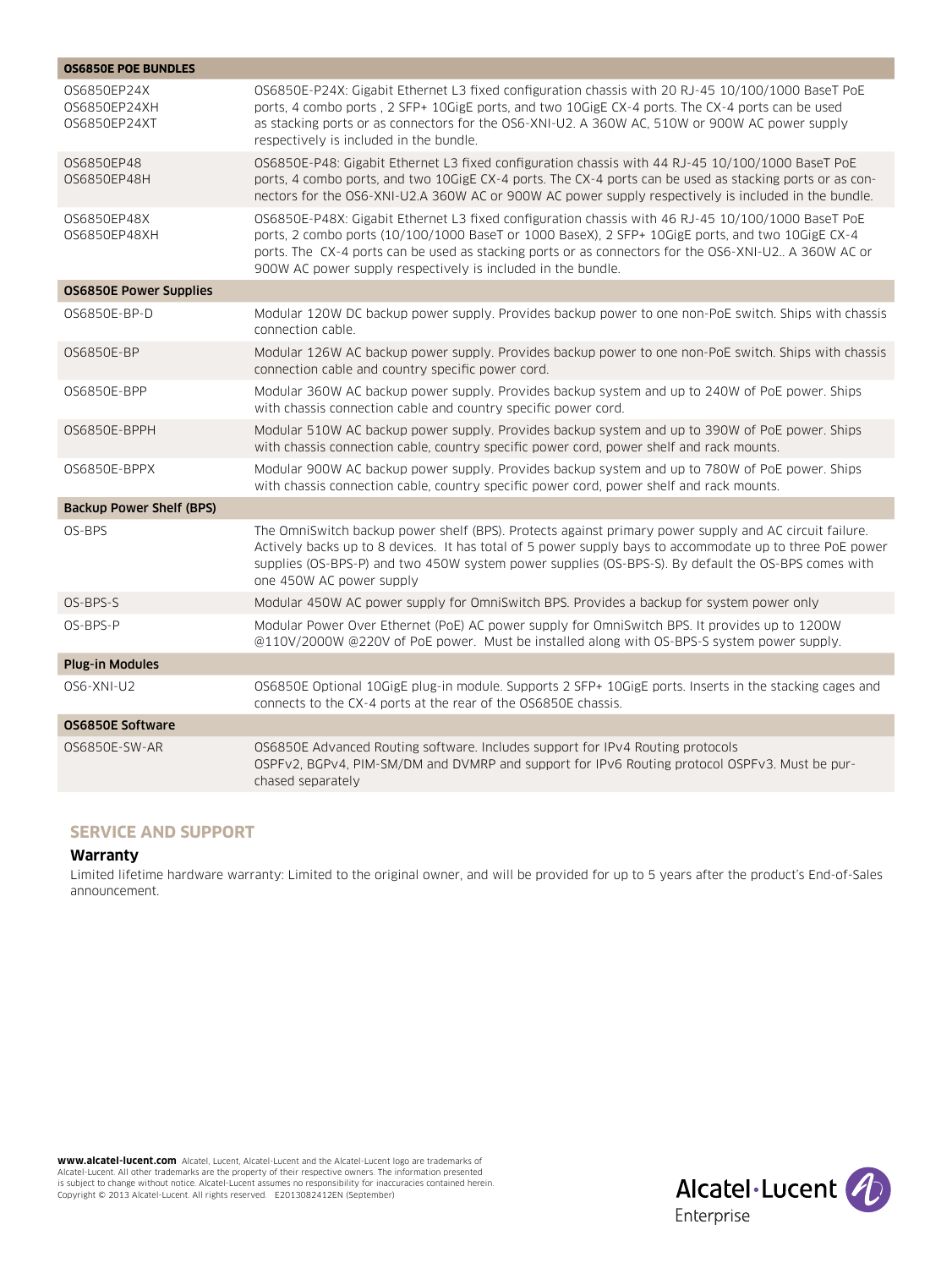| OS6850E POE BUNDLES | |
|---|---|
| OS6850EP24X<br>OS6850EP24XH<br>OS6850EP24XT | OS6850E-P24X: Gigabit Ethernet L3 fixed configuration chassis with 20 RJ-45 10/100/1000 BaseT PoE ports, 4 combo ports , 2 SFP+ 10GigE ports, and two 10GigE CX-4 ports. The CX-4 ports can be used as stacking ports or as connectors for the OS6-XNI-U2. A 360W AC, 510W or 900W AC power supply respectively is included in the bundle. |
| OS6850EP48<br>OS6850EP48H | OS6850E-P48: Gigabit Ethernet L3 fixed configuration chassis with 44 RJ-45 10/100/1000 BaseT PoE ports, 4 combo ports, and two 10GigE CX-4 ports. The CX-4 ports can be used as stacking ports or as connectors for the OS6-XNI-U2.A 360W AC or 900W AC power supply respectively is included in the bundle. |
| OS6850EP48X<br>OS6850EP48XH | OS6850E-P48X: Gigabit Ethernet L3 fixed configuration chassis with 46 RJ-45 10/100/1000 BaseT PoE ports, 2 combo ports (10/100/1000 BaseT or 1000 BaseX), 2 SFP+ 10GigE ports, and two 10GigE CX-4 ports. The CX-4 ports can be used as stacking ports or as connectors for the OS6-XNI-U2.. A 360W AC or 900W AC power supply respectively is included in the bundle. |
| **OS6850E Power Supplies** | |
| OS6850E-BP-D | Modular 120W DC backup power supply. Provides backup power to one non-PoE switch. Ships with chassis connection cable. |
| OS6850E-BP | Modular 126W AC backup power supply. Provides backup power to one non-PoE switch. Ships with chassis connection cable and country specific power cord. |
| OS6850E-BPP | Modular 360W AC backup power supply. Provides backup system and up to 240W of PoE power. Ships with chassis connection cable and country specific power cord. |
| OS6850E-BPPH | Modular 510W AC backup power supply. Provides backup system and up to 390W of PoE power. Ships with chassis connection cable, country specific power cord, power shelf and rack mounts. |
| OS6850E-BPPX | Modular 900W AC backup power supply. Provides backup system and up to 780W of PoE power. Ships with chassis connection cable, country specific power cord, power shelf and rack mounts. |
| **Backup Power Shelf (BPS)** | |
| OS-BPS | The OmniSwitch backup power shelf (BPS). Protects against primary power supply and AC circuit failure. Actively backs up to 8 devices. It has total of 5 power supply bays to accommodate up to three PoE power supplies (OS-BPS-P) and two 450W system power supplies (OS-BPS-S). By default the OS-BPS comes with one 450W AC power supply |
| OS-BPS-S | Modular 450W AC power supply for OmniSwitch BPS. Provides a backup for system power only |
| OS-BPS-P | Modular Power Over Ethernet (PoE) AC power supply for OmniSwitch BPS. It provides up to 1200W @110V/2000W @220V of PoE power. Must be installed along with OS-BPS-S system power supply. |
| **Plug-in Modules** | |
| OS6-XNI-U2 | OS6850E Optional 10GigE plug-in module. Supports 2 SFP+ 10GigE ports. Inserts in the stacking cages and connects to the CX-4 ports at the rear of the OS6850E chassis. |
| **OS6850E Software** | |
| OS6850E-SW-AR | OS6850E Advanced Routing software. Includes support for IPv4 Routing protocols OSPFv2, BGPv4, PIM-SM/DM and DVMRP and support for IPv6 Routing protocol OSPFv3. Must be purchased separately |

## SERVICE AND SUPPORT

### Warranty

Limited lifetime hardware warranty: Limited to the original owner, and will be provided for up to 5 years after the product's End-of-Sales announcement.

**www.alcatel-lucent.com** Alcatel, Lucent, Alcatel-Lucent and the Alcatel-Lucent logo are trademarks of Alcatel-Lucent. All other trademarks are the property of their respective owners. The information presented is subject to change without notice. Alcatel-Lucent assumes no responsibility for inaccuracies contained herein. Copyright © 2013 Alcatel-Lucent. All rights reserved. E2013082412EN (September)

Alcatel·Lucent
Enterprise